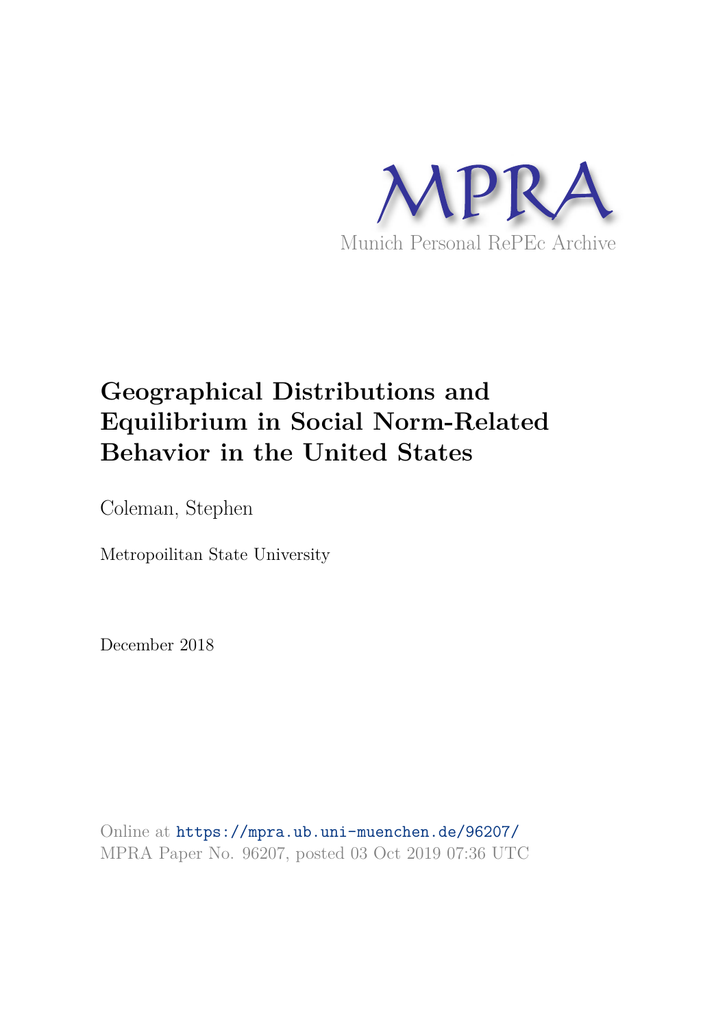MPRA

Munich Personal RePEc Archive

# Geographical Distributions and Equilibrium in Social Norm-Related Behavior in the United States

Coleman, Stephen

Metropoilitan State University

December 2018

Online at https://mpra.ub.uni-muenchen.de/96207/
MPRA Paper No. 96207, posted 03 Oct 2019 07:36 UTC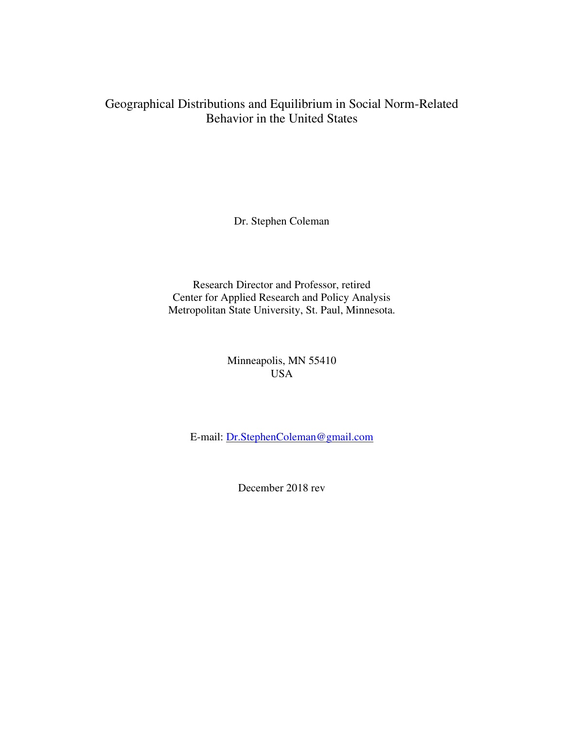# Geographical Distributions and Equilibrium in Social Norm-Related Behavior in the United States

Dr. Stephen Coleman

Research Director and Professor, retired  
Center for Applied Research and Policy Analysis  
Metropolitan State University, St. Paul, Minnesota.

Minneapolis, MN 55410  
USA

E-mail: Dr.StephenColeman@gmail.com

December 2018 rev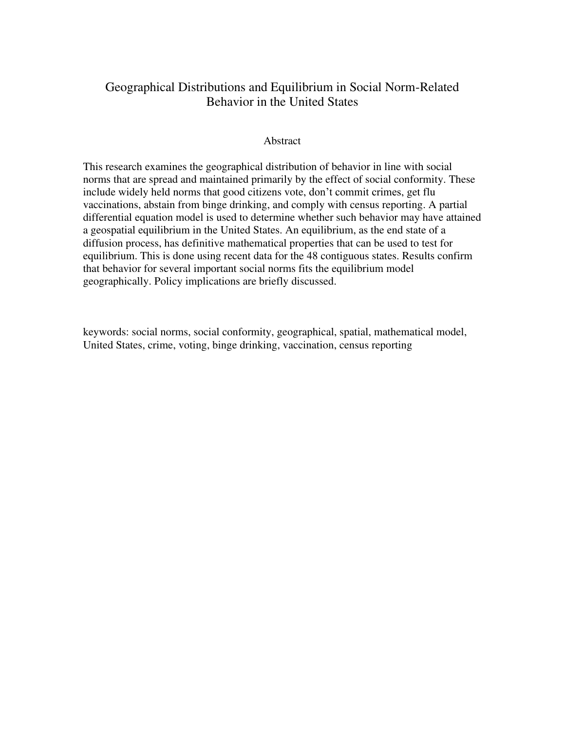# Geographical Distributions and Equilibrium in Social Norm-Related Behavior in the United States

## Abstract

This research examines the geographical distribution of behavior in line with social norms that are spread and maintained primarily by the effect of social conformity. These include widely held norms that good citizens vote, don't commit crimes, get flu vaccinations, abstain from binge drinking, and comply with census reporting. A partial differential equation model is used to determine whether such behavior may have attained a geospatial equilibrium in the United States. An equilibrium, as the end state of a diffusion process, has definitive mathematical properties that can be used to test for equilibrium. This is done using recent data for the 48 contiguous states. Results confirm that behavior for several important social norms fits the equilibrium model geographically. Policy implications are briefly discussed.

keywords: social norms, social conformity, geographical, spatial, mathematical model, United States, crime, voting, binge drinking, vaccination, census reporting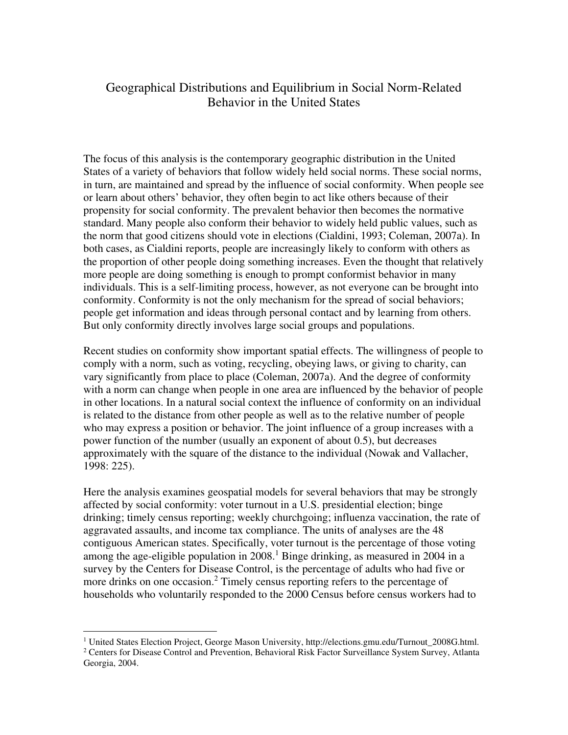# Geographical Distributions and Equilibrium in Social Norm-Related Behavior in the United States

The focus of this analysis is the contemporary geographic distribution in the United States of a variety of behaviors that follow widely held social norms. These social norms, in turn, are maintained and spread by the influence of social conformity. When people see or learn about others' behavior, they often begin to act like others because of their propensity for social conformity. The prevalent behavior then becomes the normative standard. Many people also conform their behavior to widely held public values, such as the norm that good citizens should vote in elections (Cialdini, 1993; Coleman, 2007a). In both cases, as Cialdini reports, people are increasingly likely to conform with others as the proportion of other people doing something increases. Even the thought that relatively more people are doing something is enough to prompt conformist behavior in many individuals. This is a self-limiting process, however, as not everyone can be brought into conformity. Conformity is not the only mechanism for the spread of social behaviors; people get information and ideas through personal contact and by learning from others. But only conformity directly involves large social groups and populations.

Recent studies on conformity show important spatial effects. The willingness of people to comply with a norm, such as voting, recycling, obeying laws, or giving to charity, can vary significantly from place to place (Coleman, 2007a). And the degree of conformity with a norm can change when people in one area are influenced by the behavior of people in other locations. In a natural social context the influence of conformity on an individual is related to the distance from other people as well as to the relative number of people who may express a position or behavior. The joint influence of a group increases with a power function of the number (usually an exponent of about 0.5), but decreases approximately with the square of the distance to the individual (Nowak and Vallacher, 1998: 225).

Here the analysis examines geospatial models for several behaviors that may be strongly affected by social conformity: voter turnout in a U.S. presidential election; binge drinking; timely census reporting; weekly churchgoing; influenza vaccination, the rate of aggravated assaults, and income tax compliance. The units of analyses are the 48 contiguous American states. Specifically, voter turnout is the percentage of those voting among the age-eligible population in 2008.[1] Binge drinking, as measured in 2004 in a survey by the Centers for Disease Control, is the percentage of adults who had five or more drinks on one occasion.[2] Timely census reporting refers to the percentage of households who voluntarily responded to the 2000 Census before census workers had to

---

[1] United States Election Project, George Mason University, http://elections.gmu.edu/Turnout_2008G.html.

[2] Centers for Disease Control and Prevention, Behavioral Risk Factor Surveillance System Survey, Atlanta Georgia, 2004.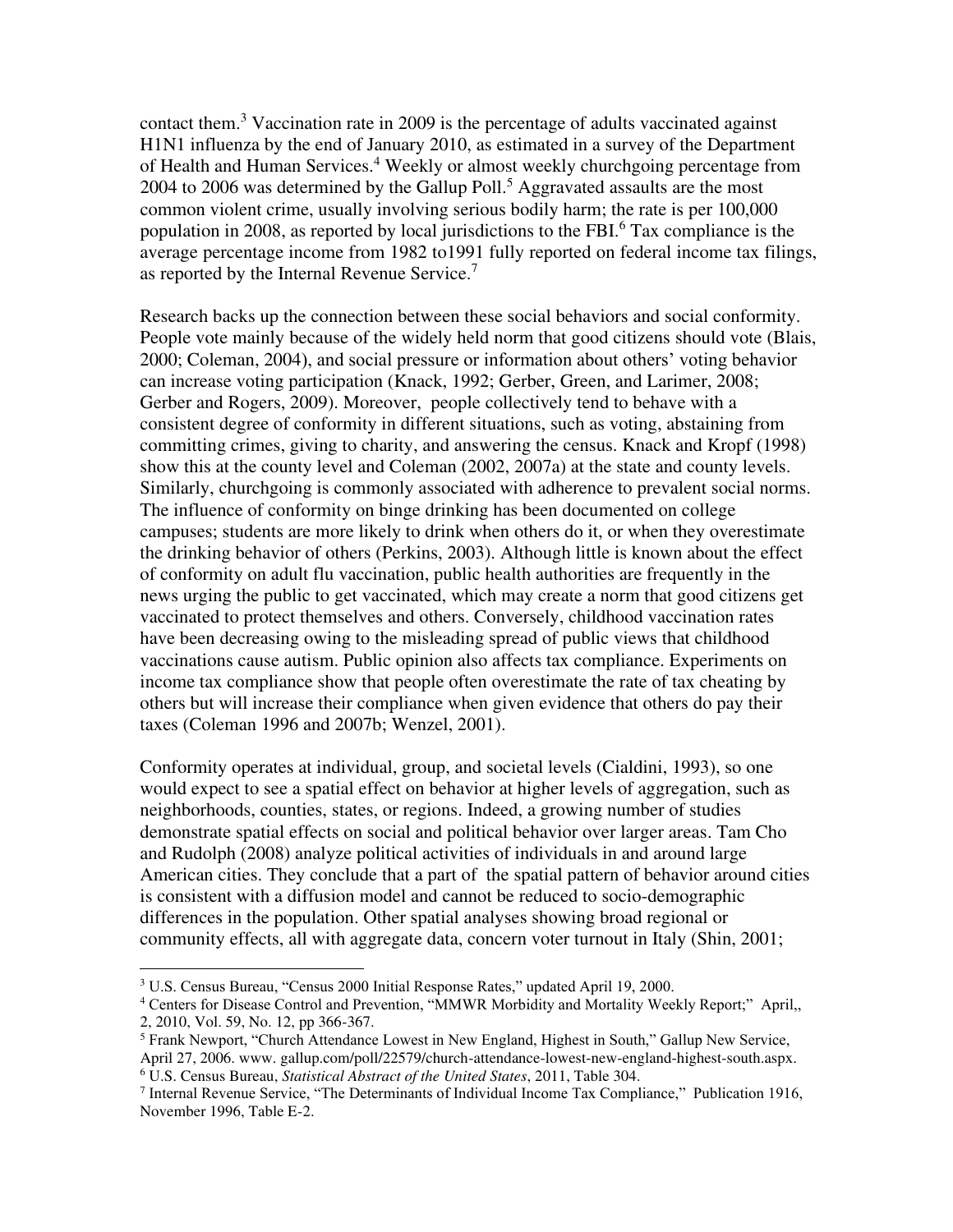contact them.[3] Vaccination rate in 2009 is the percentage of adults vaccinated against H1N1 influenza by the end of January 2010, as estimated in a survey of the Department of Health and Human Services.[4] Weekly or almost weekly churchgoing percentage from 2004 to 2006 was determined by the Gallup Poll.[5] Aggravated assaults are the most common violent crime, usually involving serious bodily harm; the rate is per 100,000 population in 2008, as reported by local jurisdictions to the FBI.[6] Tax compliance is the average percentage income from 1982 to1991 fully reported on federal income tax filings, as reported by the Internal Revenue Service.[7]

Research backs up the connection between these social behaviors and social conformity. People vote mainly because of the widely held norm that good citizens should vote (Blais, 2000; Coleman, 2004), and social pressure or information about others' voting behavior can increase voting participation (Knack, 1992; Gerber, Green, and Larimer, 2008; Gerber and Rogers, 2009). Moreover, people collectively tend to behave with a consistent degree of conformity in different situations, such as voting, abstaining from committing crimes, giving to charity, and answering the census. Knack and Kropf (1998) show this at the county level and Coleman (2002, 2007a) at the state and county levels. Similarly, churchgoing is commonly associated with adherence to prevalent social norms. The influence of conformity on binge drinking has been documented on college campuses; students are more likely to drink when others do it, or when they overestimate the drinking behavior of others (Perkins, 2003). Although little is known about the effect of conformity on adult flu vaccination, public health authorities are frequently in the news urging the public to get vaccinated, which may create a norm that good citizens get vaccinated to protect themselves and others. Conversely, childhood vaccination rates have been decreasing owing to the misleading spread of public views that childhood vaccinations cause autism. Public opinion also affects tax compliance. Experiments on income tax compliance show that people often overestimate the rate of tax cheating by others but will increase their compliance when given evidence that others do pay their taxes (Coleman 1996 and 2007b; Wenzel, 2001).

Conformity operates at individual, group, and societal levels (Cialdini, 1993), so one would expect to see a spatial effect on behavior at higher levels of aggregation, such as neighborhoods, counties, states, or regions. Indeed, a growing number of studies demonstrate spatial effects on social and political behavior over larger areas. Tam Cho and Rudolph (2008) analyze political activities of individuals in and around large American cities. They conclude that a part of the spatial pattern of behavior around cities is consistent with a diffusion model and cannot be reduced to socio-demographic differences in the population. Other spatial analyses showing broad regional or community effects, all with aggregate data, concern voter turnout in Italy (Shin, 2001;

---

[3] U.S. Census Bureau, "Census 2000 Initial Response Rates," updated April 19, 2000.

[4] Centers for Disease Control and Prevention, "MMWR Morbidity and Mortality Weekly Report;" April,, 2, 2010, Vol. 59, No. 12, pp 366-367.

[5] Frank Newport, "Church Attendance Lowest in New England, Highest in South," Gallup New Service, April 27, 2006. www. gallup.com/poll/22579/church-attendance-lowest-new-england-highest-south.aspx.

[6] U.S. Census Bureau, *Statistical Abstract of the United States*, 2011, Table 304.

[7] Internal Revenue Service, "The Determinants of Individual Income Tax Compliance," Publication 1916, November 1996, Table E-2.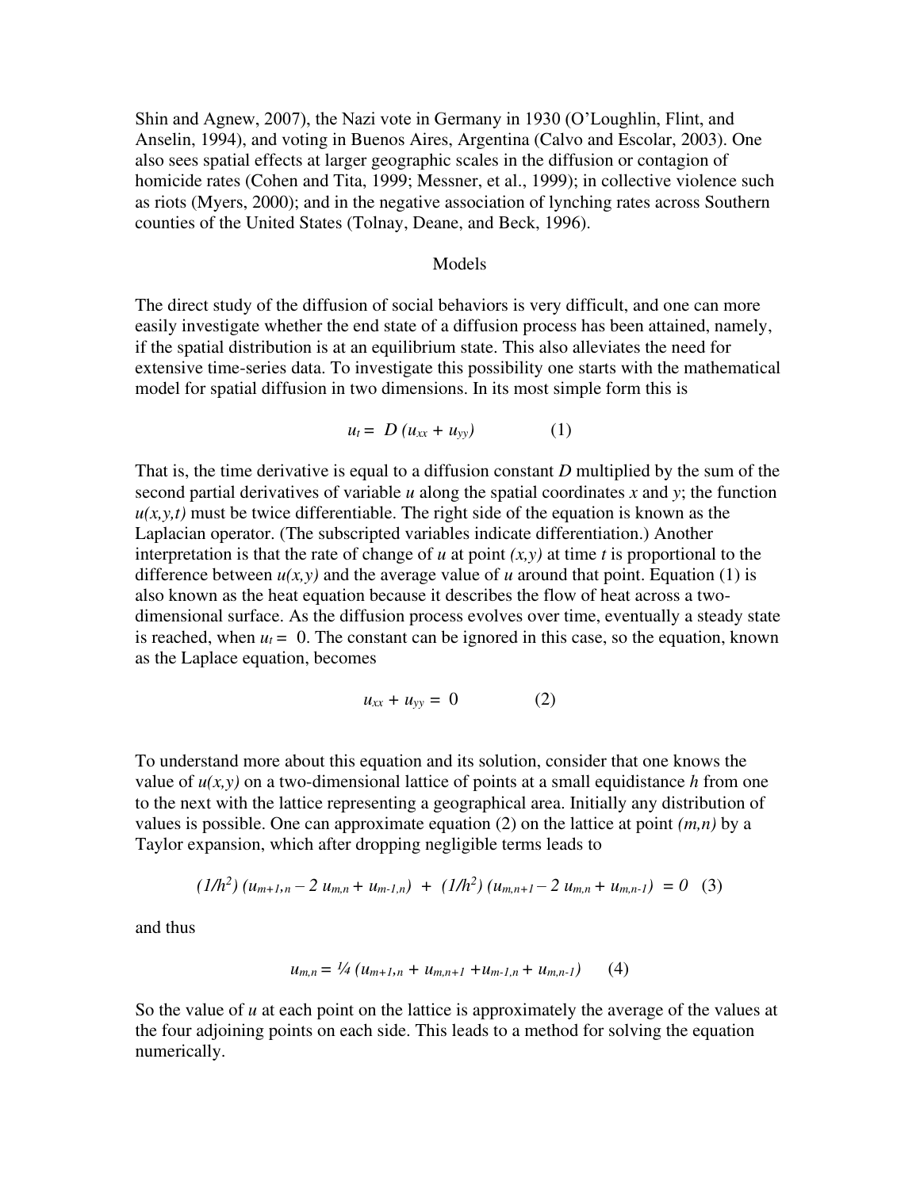Shin and Agnew, 2007), the Nazi vote in Germany in 1930 (O'Loughlin, Flint, and Anselin, 1994), and voting in Buenos Aires, Argentina (Calvo and Escolar, 2003). One also sees spatial effects at larger geographic scales in the diffusion or contagion of homicide rates (Cohen and Tita, 1999; Messner, et al., 1999); in collective violence such as riots (Myers, 2000); and in the negative association of lynching rates across Southern counties of the United States (Tolnay, Deane, and Beck, 1996).

## Models

The direct study of the diffusion of social behaviors is very difficult, and one can more easily investigate whether the end state of a diffusion process has been attained, namely, if the spatial distribution is at an equilibrium state. This also alleviates the need for extensive time-series data. To investigate this possibility one starts with the mathematical model for spatial diffusion in two dimensions. In its most simple form this is

$$u_t = D\,(u_{xx} + u_{yy}) \qquad (1)$$

That is, the time derivative is equal to a diffusion constant $D$ multiplied by the sum of the second partial derivatives of variable $u$ along the spatial coordinates $x$ and $y$; the function $u(x,y,t)$ must be twice differentiable. The right side of the equation is known as the Laplacian operator. (The subscripted variables indicate differentiation.) Another interpretation is that the rate of change of $u$ at point $(x,y)$ at time $t$ is proportional to the difference between $u(x,y)$ and the average value of $u$ around that point. Equation (1) is also known as the heat equation because it describes the flow of heat across a two-dimensional surface. As the diffusion process evolves over time, eventually a steady state is reached, when $u_t = 0$. The constant can be ignored in this case, so the equation, known as the Laplace equation, becomes

$$u_{xx} + u_{yy} = 0 \qquad (2)$$

To understand more about this equation and its solution, consider that one knows the value of $u(x,y)$ on a two-dimensional lattice of points at a small equidistance $h$ from one to the next with the lattice representing a geographical area. Initially any distribution of values is possible. One can approximate equation (2) on the lattice at point $(m,n)$ by a Taylor expansion, which after dropping negligible terms leads to

$$(1/h^2)\,(u_{m+1,n} - 2\,u_{m,n} + u_{m-1,n}) \;+\; (1/h^2)\,(u_{m,n+1} - 2\,u_{m,n} + u_{m,n-1}) \;=\; 0 \qquad (3)$$

and thus

$$u_{m,n} = \tfrac{1}{4}\,(u_{m+1,n} + u_{m,n+1} + u_{m-1,n} + u_{m,n-1}) \qquad (4)$$

So the value of $u$ at each point on the lattice is approximately the average of the values at the four adjoining points on each side. This leads to a method for solving the equation numerically.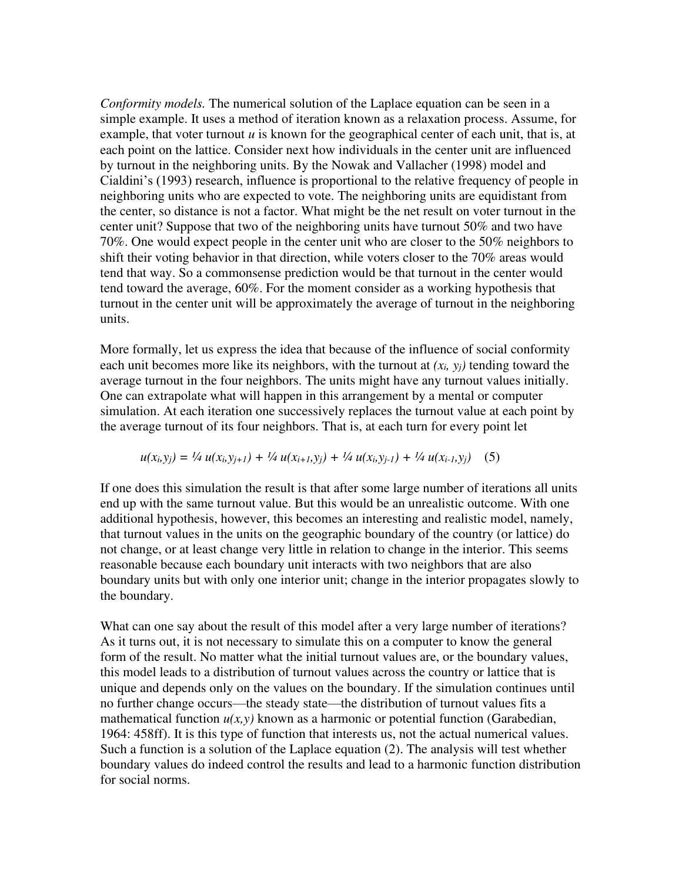*Conformity models.* The numerical solution of the Laplace equation can be seen in a simple example. It uses a method of iteration known as a relaxation process. Assume, for example, that voter turnout $u$ is known for the geographical center of each unit, that is, at each point on the lattice. Consider next how individuals in the center unit are influenced by turnout in the neighboring units. By the Nowak and Vallacher (1998) model and Cialdini's (1993) research, influence is proportional to the relative frequency of people in neighboring units who are expected to vote. The neighboring units are equidistant from the center, so distance is not a factor. What might be the net result on voter turnout in the center unit? Suppose that two of the neighboring units have turnout 50% and two have 70%. One would expect people in the center unit who are closer to the 50% neighbors to shift their voting behavior in that direction, while voters closer to the 70% areas would tend that way. So a commonsense prediction would be that turnout in the center would tend toward the average, 60%. For the moment consider as a working hypothesis that turnout in the center unit will be approximately the average of turnout in the neighboring units.

More formally, let us express the idea that because of the influence of social conformity each unit becomes more like its neighbors, with the turnout at $(x_i, y_j)$ tending toward the average turnout in the four neighbors. The units might have any turnout values initially. One can extrapolate what will happen in this arrangement by a mental or computer simulation. At each iteration one successively replaces the turnout value at each point by the average turnout of its four neighbors. That is, at each turn for every point let

$$u(x_i,y_j) = \tfrac{1}{4}\, u(x_i,y_{j+1}) + \tfrac{1}{4}\, u(x_{i+1},y_j) + \tfrac{1}{4}\, u(x_i,y_{j-1}) + \tfrac{1}{4}\, u(x_{i-1},y_j) \quad (5)$$

If one does this simulation the result is that after some large number of iterations all units end up with the same turnout value. But this would be an unrealistic outcome. With one additional hypothesis, however, this becomes an interesting and realistic model, namely, that turnout values in the units on the geographic boundary of the country (or lattice) do not change, or at least change very little in relation to change in the interior. This seems reasonable because each boundary unit interacts with two neighbors that are also boundary units but with only one interior unit; change in the interior propagates slowly to the boundary.

What can one say about the result of this model after a very large number of iterations? As it turns out, it is not necessary to simulate this on a computer to know the general form of the result. No matter what the initial turnout values are, or the boundary values, this model leads to a distribution of turnout values across the country or lattice that is unique and depends only on the values on the boundary. If the simulation continues until no further change occurs—the steady state—the distribution of turnout values fits a mathematical function $u(x,y)$ known as a harmonic or potential function (Garabedian, 1964: 458ff). It is this type of function that interests us, not the actual numerical values. Such a function is a solution of the Laplace equation (2). The analysis will test whether boundary values do indeed control the results and lead to a harmonic function distribution for social norms.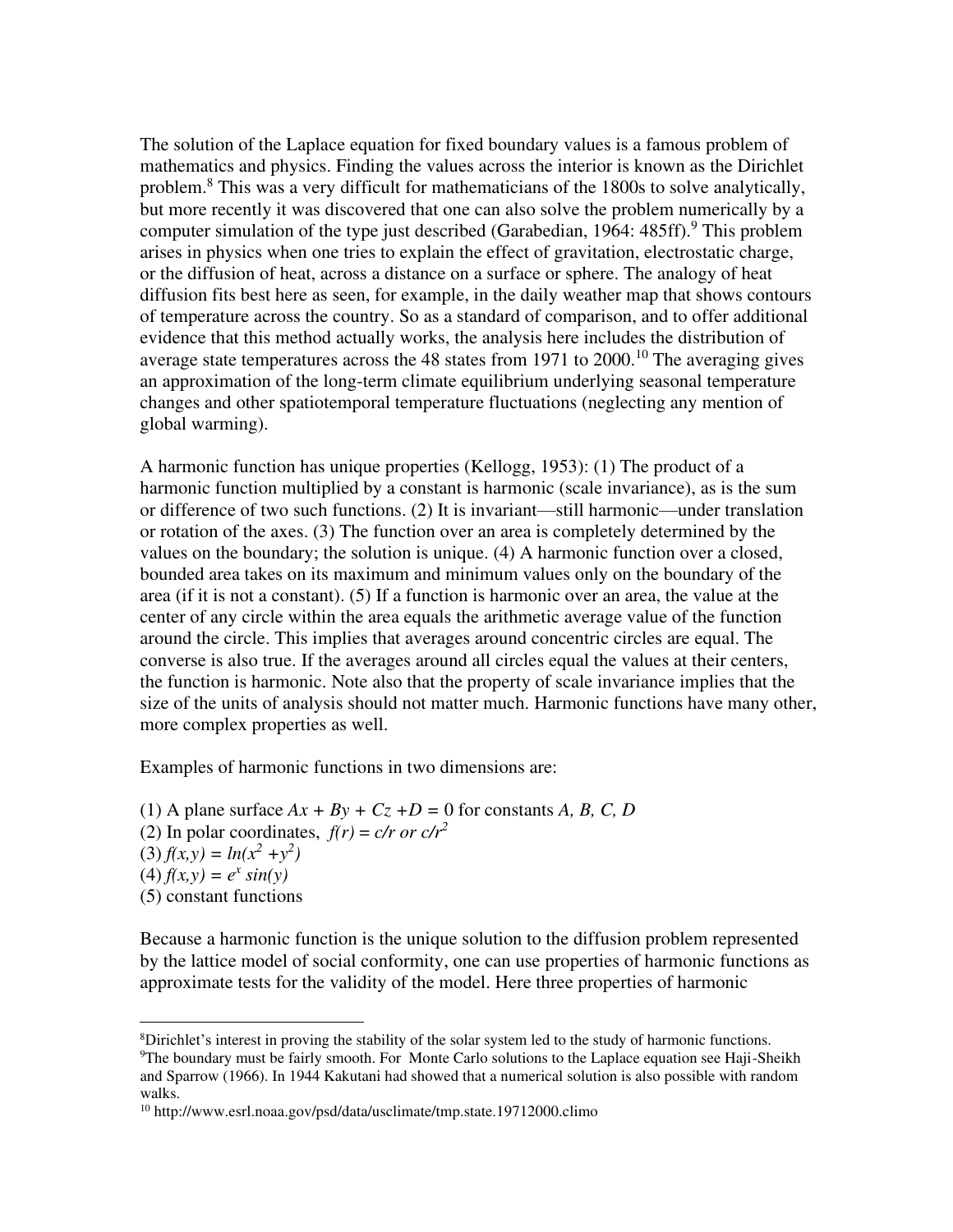The solution of the Laplace equation for fixed boundary values is a famous problem of mathematics and physics. Finding the values across the interior is known as the Dirichlet problem.[8] This was a very difficult for mathematicians of the 1800s to solve analytically, but more recently it was discovered that one can also solve the problem numerically by a computer simulation of the type just described (Garabedian, 1964: 485ff).[9] This problem arises in physics when one tries to explain the effect of gravitation, electrostatic charge, or the diffusion of heat, across a distance on a surface or sphere. The analogy of heat diffusion fits best here as seen, for example, in the daily weather map that shows contours of temperature across the country. So as a standard of comparison, and to offer additional evidence that this method actually works, the analysis here includes the distribution of average state temperatures across the 48 states from 1971 to 2000.[10] The averaging gives an approximation of the long-term climate equilibrium underlying seasonal temperature changes and other spatiotemporal temperature fluctuations (neglecting any mention of global warming).

A harmonic function has unique properties (Kellogg, 1953): (1) The product of a harmonic function multiplied by a constant is harmonic (scale invariance), as is the sum or difference of two such functions. (2) It is invariant—still harmonic—under translation or rotation of the axes. (3) The function over an area is completely determined by the values on the boundary; the solution is unique. (4) A harmonic function over a closed, bounded area takes on its maximum and minimum values only on the boundary of the area (if it is not a constant). (5) If a function is harmonic over an area, the value at the center of any circle within the area equals the arithmetic average value of the function around the circle. This implies that averages around concentric circles are equal. The converse is also true. If the averages around all circles equal the values at their centers, the function is harmonic. Note also that the property of scale invariance implies that the size of the units of analysis should not matter much. Harmonic functions have many other, more complex properties as well.

Examples of harmonic functions in two dimensions are:

(1) A plane surface $Ax + By + Cz + D = 0$ for constants $A, B, C, D$
(2) In polar coordinates, $f(r) = c/r$ or $c/r^2$
(3) $f(x,y) = ln(x^2 + y^2)$
(4) $f(x,y) = e^x \sin(y)$
(5) constant functions

Because a harmonic function is the unique solution to the diffusion problem represented by the lattice model of social conformity, one can use properties of harmonic functions as approximate tests for the validity of the model. Here three properties of harmonic

---

[8] Dirichlet's interest in proving the stability of the solar system led to the study of harmonic functions.
[9] The boundary must be fairly smooth. For Monte Carlo solutions to the Laplace equation see Haji-Sheikh and Sparrow (1966). In 1944 Kakutani had showed that a numerical solution is also possible with random walks.
[10] http://www.esrl.noaa.gov/psd/data/usclimate/tmp.state.19712000.climo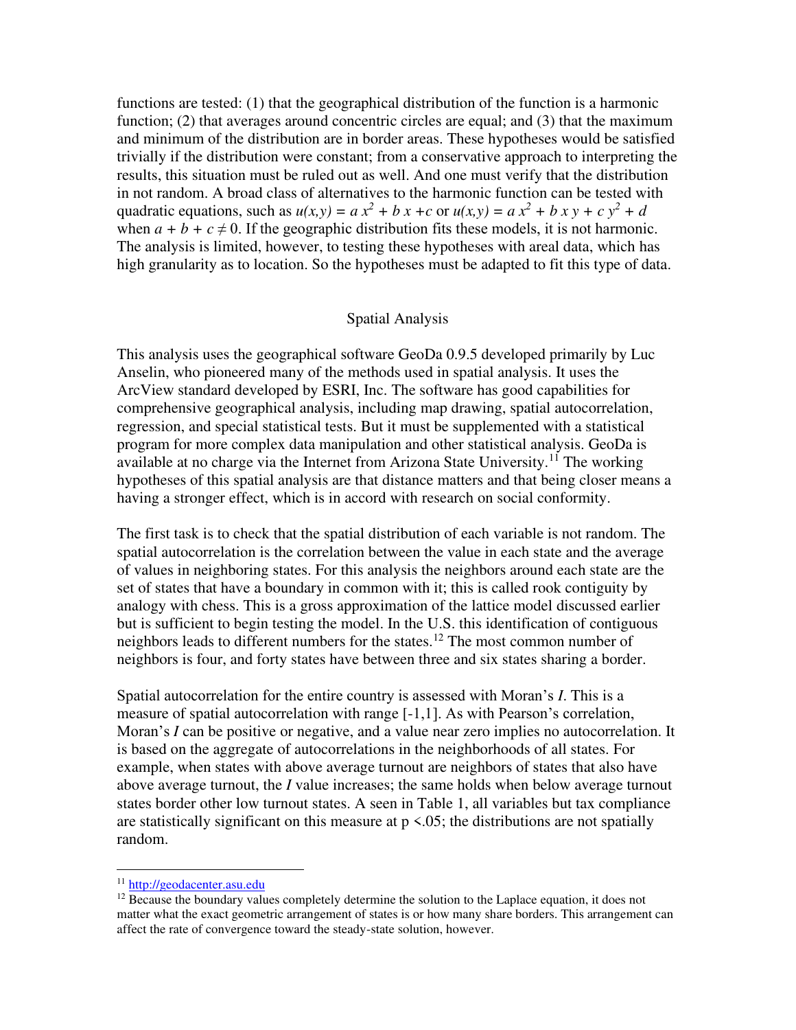functions are tested: (1) that the geographical distribution of the function is a harmonic function; (2) that averages around concentric circles are equal; and (3) that the maximum and minimum of the distribution are in border areas. These hypotheses would be satisfied trivially if the distribution were constant; from a conservative approach to interpreting the results, this situation must be ruled out as well. And one must verify that the distribution in not random. A broad class of alternatives to the harmonic function can be tested with quadratic equations, such as $u(x,y) = a\,x^2 + b\,x + c$ or $u(x,y) = a\,x^2 + b\,x\,y + c\,y^2 + d$ when $a + b + c \neq 0$. If the geographic distribution fits these models, it is not harmonic. The analysis is limited, however, to testing these hypotheses with areal data, which has high granularity as to location. So the hypotheses must be adapted to fit this type of data.

## Spatial Analysis

This analysis uses the geographical software GeoDa 0.9.5 developed primarily by Luc Anselin, who pioneered many of the methods used in spatial analysis. It uses the ArcView standard developed by ESRI, Inc. The software has good capabilities for comprehensive geographical analysis, including map drawing, spatial autocorrelation, regression, and special statistical tests. But it must be supplemented with a statistical program for more complex data manipulation and other statistical analysis. GeoDa is available at no charge via the Internet from Arizona State University.[11] The working hypotheses of this spatial analysis are that distance matters and that being closer means a having a stronger effect, which is in accord with research on social conformity.

The first task is to check that the spatial distribution of each variable is not random. The spatial autocorrelation is the correlation between the value in each state and the average of values in neighboring states. For this analysis the neighbors around each state are the set of states that have a boundary in common with it; this is called rook contiguity by analogy with chess. This is a gross approximation of the lattice model discussed earlier but is sufficient to begin testing the model. In the U.S. this identification of contiguous neighbors leads to different numbers for the states.[12] The most common number of neighbors is four, and forty states have between three and six states sharing a border.

Spatial autocorrelation for the entire country is assessed with Moran's *I*. This is a measure of spatial autocorrelation with range [-1,1]. As with Pearson's correlation, Moran's *I* can be positive or negative, and a value near zero implies no autocorrelation. It is based on the aggregate of autocorrelations in the neighborhoods of all states. For example, when states with above average turnout are neighbors of states that also have above average turnout, the *I* value increases; the same holds when below average turnout states border other low turnout states. A seen in Table 1, all variables but tax compliance are statistically significant on this measure at $p < .05$; the distributions are not spatially random.

---

[11] http://geodacenter.asu.edu

[12] Because the boundary values completely determine the solution to the Laplace equation, it does not matter what the exact geometric arrangement of states is or how many share borders. This arrangement can affect the rate of convergence toward the steady-state solution, however.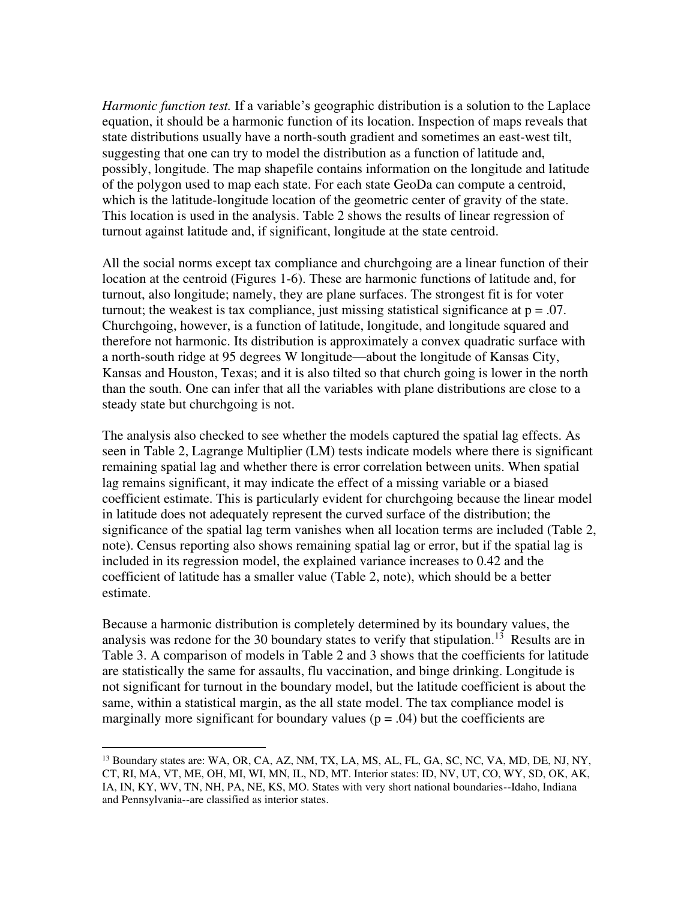*Harmonic function test.* If a variable's geographic distribution is a solution to the Laplace equation, it should be a harmonic function of its location. Inspection of maps reveals that state distributions usually have a north-south gradient and sometimes an east-west tilt, suggesting that one can try to model the distribution as a function of latitude and, possibly, longitude. The map shapefile contains information on the longitude and latitude of the polygon used to map each state. For each state GeoDa can compute a centroid, which is the latitude-longitude location of the geometric center of gravity of the state. This location is used in the analysis. Table 2 shows the results of linear regression of turnout against latitude and, if significant, longitude at the state centroid.

All the social norms except tax compliance and churchgoing are a linear function of their location at the centroid (Figures 1-6). These are harmonic functions of latitude and, for turnout, also longitude; namely, they are plane surfaces. The strongest fit is for voter turnout; the weakest is tax compliance, just missing statistical significance at $p = .07$. Churchgoing, however, is a function of latitude, longitude, and longitude squared and therefore not harmonic. Its distribution is approximately a convex quadratic surface with a north-south ridge at 95 degrees W longitude—about the longitude of Kansas City, Kansas and Houston, Texas; and it is also tilted so that church going is lower in the north than the south. One can infer that all the variables with plane distributions are close to a steady state but churchgoing is not.

The analysis also checked to see whether the models captured the spatial lag effects. As seen in Table 2, Lagrange Multiplier (LM) tests indicate models where there is significant remaining spatial lag and whether there is error correlation between units. When spatial lag remains significant, it may indicate the effect of a missing variable or a biased coefficient estimate. This is particularly evident for churchgoing because the linear model in latitude does not adequately represent the curved surface of the distribution; the significance of the spatial lag term vanishes when all location terms are included (Table 2, note). Census reporting also shows remaining spatial lag or error, but if the spatial lag is included in its regression model, the explained variance increases to 0.42 and the coefficient of latitude has a smaller value (Table 2, note), which should be a better estimate.

Because a harmonic distribution is completely determined by its boundary values, the analysis was redone for the 30 boundary states to verify that stipulation.[13] Results are in Table 3. A comparison of models in Table 2 and 3 shows that the coefficients for latitude are statistically the same for assaults, flu vaccination, and binge drinking. Longitude is not significant for turnout in the boundary model, but the latitude coefficient is about the same, within a statistical margin, as the all state model. The tax compliance model is marginally more significant for boundary values ($p = .04$) but the coefficients are

[13] Boundary states are: WA, OR, CA, AZ, NM, TX, LA, MS, AL, FL, GA, SC, NC, VA, MD, DE, NJ, NY, CT, RI, MA, VT, ME, OH, MI, WI, MN, IL, ND, MT. Interior states: ID, NV, UT, CO, WY, SD, OK, AK, IA, IN, KY, WV, TN, NH, PA, NE, KS, MO. States with very short national boundaries--Idaho, Indiana and Pennsylvania--are classified as interior states.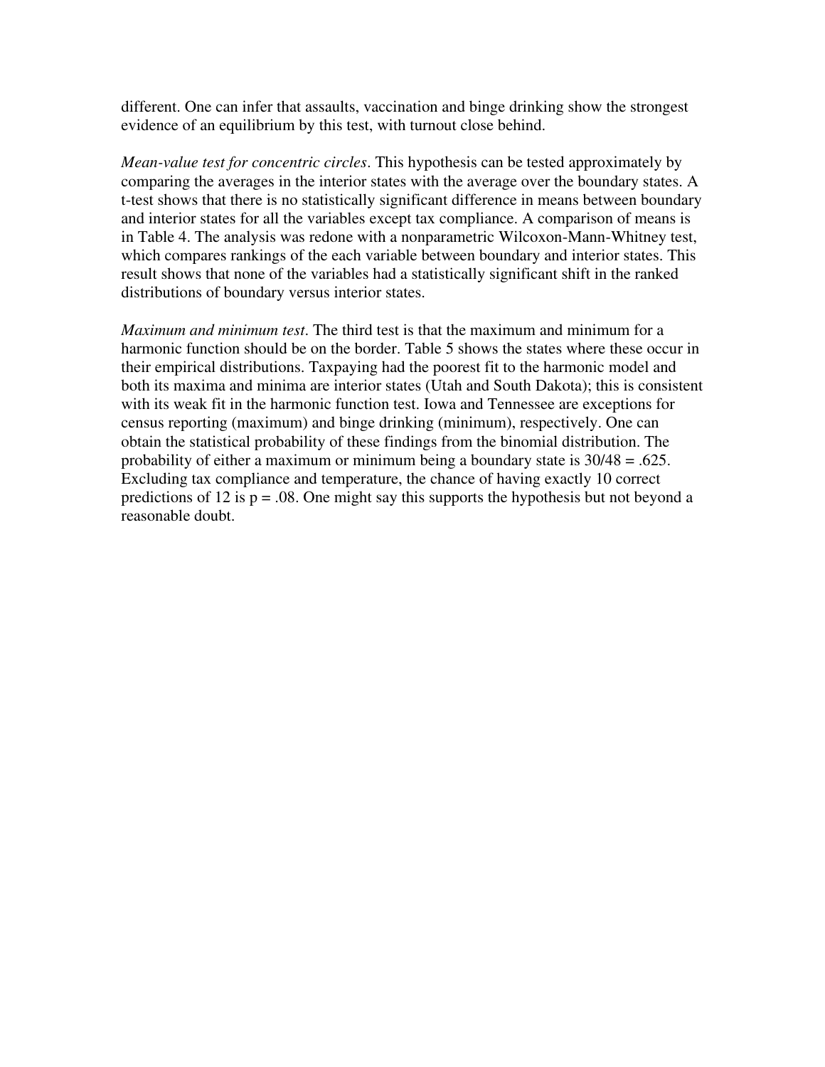different. One can infer that assaults, vaccination and binge drinking show the strongest evidence of an equilibrium by this test, with turnout close behind.

*Mean-value test for concentric circles*. This hypothesis can be tested approximately by comparing the averages in the interior states with the average over the boundary states. A t-test shows that there is no statistically significant difference in means between boundary and interior states for all the variables except tax compliance. A comparison of means is in Table 4. The analysis was redone with a nonparametric Wilcoxon-Mann-Whitney test, which compares rankings of the each variable between boundary and interior states. This result shows that none of the variables had a statistically significant shift in the ranked distributions of boundary versus interior states.

*Maximum and minimum test*. The third test is that the maximum and minimum for a harmonic function should be on the border. Table 5 shows the states where these occur in their empirical distributions. Taxpaying had the poorest fit to the harmonic model and both its maxima and minima are interior states (Utah and South Dakota); this is consistent with its weak fit in the harmonic function test. Iowa and Tennessee are exceptions for census reporting (maximum) and binge drinking (minimum), respectively. One can obtain the statistical probability of these findings from the binomial distribution. The probability of either a maximum or minimum being a boundary state is $30/48 = .625$. Excluding tax compliance and temperature, the chance of having exactly 10 correct predictions of 12 is $p = .08$. One might say this supports the hypothesis but not beyond a reasonable doubt.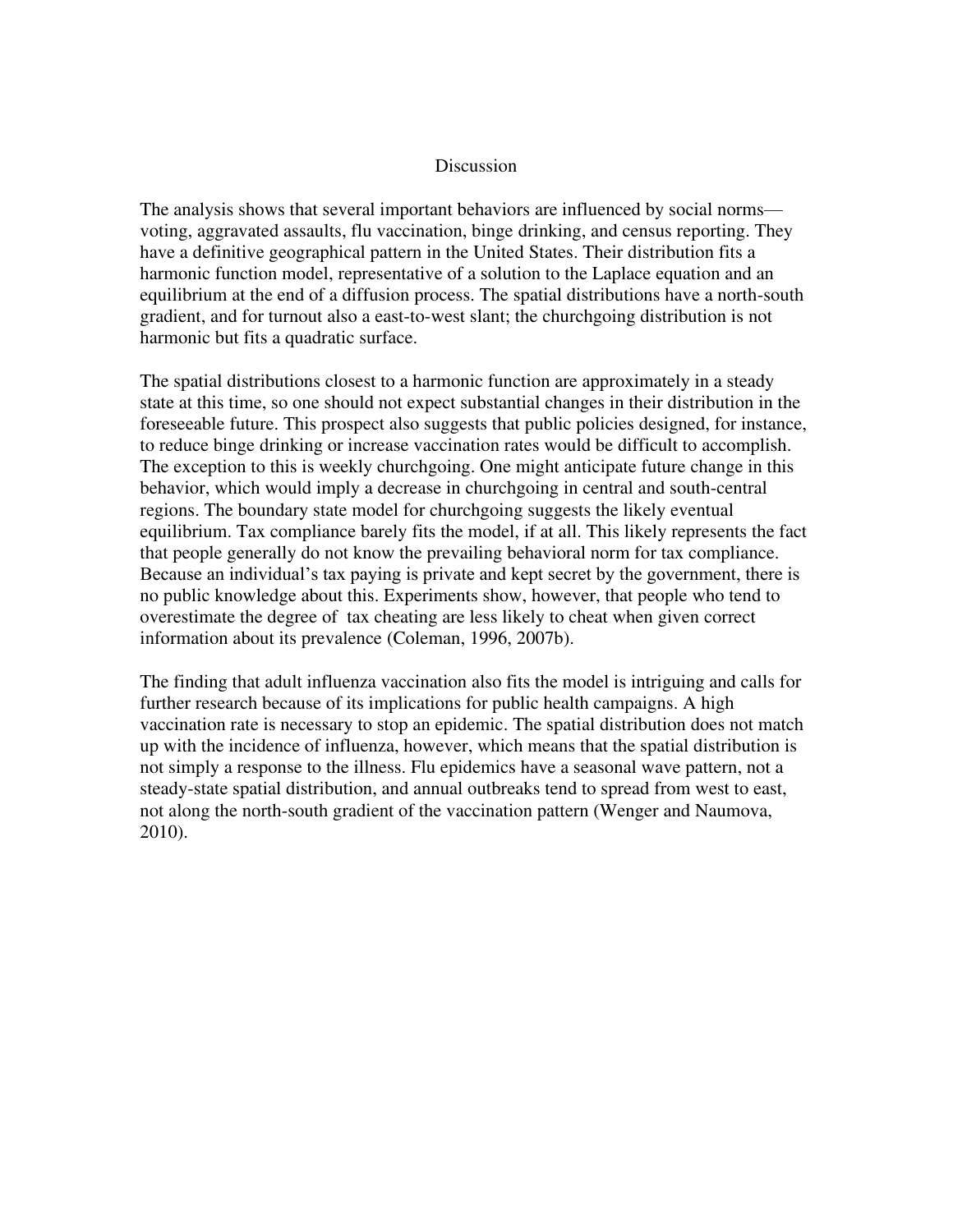## Discussion

The analysis shows that several important behaviors are influenced by social norms—voting, aggravated assaults, flu vaccination, binge drinking, and census reporting. They have a definitive geographical pattern in the United States. Their distribution fits a harmonic function model, representative of a solution to the Laplace equation and an equilibrium at the end of a diffusion process. The spatial distributions have a north-south gradient, and for turnout also a east-to-west slant; the churchgoing distribution is not harmonic but fits a quadratic surface.

The spatial distributions closest to a harmonic function are approximately in a steady state at this time, so one should not expect substantial changes in their distribution in the foreseeable future. This prospect also suggests that public policies designed, for instance, to reduce binge drinking or increase vaccination rates would be difficult to accomplish. The exception to this is weekly churchgoing. One might anticipate future change in this behavior, which would imply a decrease in churchgoing in central and south-central regions. The boundary state model for churchgoing suggests the likely eventual equilibrium. Tax compliance barely fits the model, if at all. This likely represents the fact that people generally do not know the prevailing behavioral norm for tax compliance. Because an individual's tax paying is private and kept secret by the government, there is no public knowledge about this. Experiments show, however, that people who tend to overestimate the degree of tax cheating are less likely to cheat when given correct information about its prevalence (Coleman, 1996, 2007b).

The finding that adult influenza vaccination also fits the model is intriguing and calls for further research because of its implications for public health campaigns. A high vaccination rate is necessary to stop an epidemic. The spatial distribution does not match up with the incidence of influenza, however, which means that the spatial distribution is not simply a response to the illness. Flu epidemics have a seasonal wave pattern, not a steady-state spatial distribution, and annual outbreaks tend to spread from west to east, not along the north-south gradient of the vaccination pattern (Wenger and Naumova, 2010).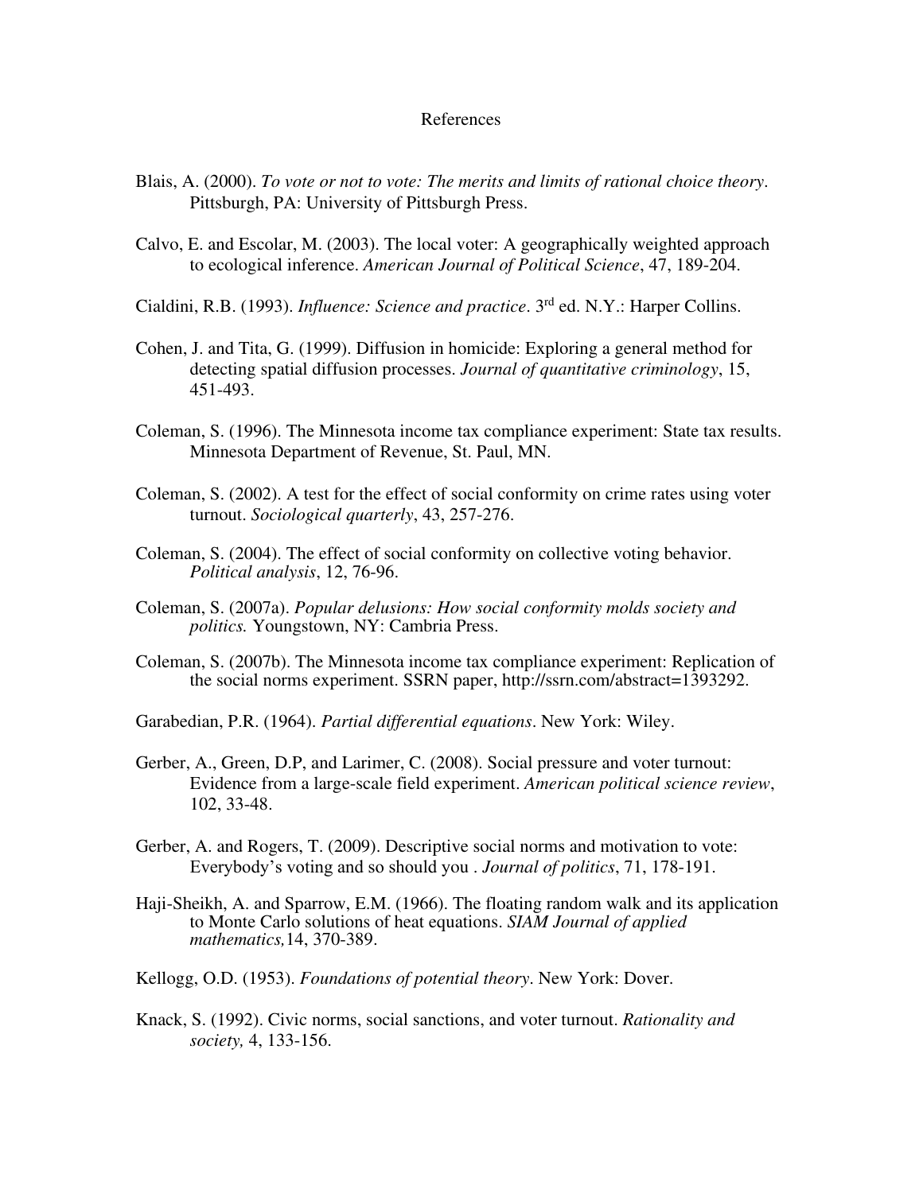# References

Blais, A. (2000). *To vote or not to vote: The merits and limits of rational choice theory*. Pittsburgh, PA: University of Pittsburgh Press.

Calvo, E. and Escolar, M. (2003). The local voter: A geographically weighted approach to ecological inference. *American Journal of Political Science*, 47, 189-204.

Cialdini, R.B. (1993). *Influence: Science and practice*. 3rd ed. N.Y.: Harper Collins.

Cohen, J. and Tita, G. (1999). Diffusion in homicide: Exploring a general method for detecting spatial diffusion processes. *Journal of quantitative criminology*, 15, 451-493.

Coleman, S. (1996). The Minnesota income tax compliance experiment: State tax results. Minnesota Department of Revenue, St. Paul, MN.

Coleman, S. (2002). A test for the effect of social conformity on crime rates using voter turnout. *Sociological quarterly*, 43, 257-276.

Coleman, S. (2004). The effect of social conformity on collective voting behavior. *Political analysis*, 12, 76-96.

Coleman, S. (2007a). *Popular delusions: How social conformity molds society and politics.* Youngstown, NY: Cambria Press.

Coleman, S. (2007b). The Minnesota income tax compliance experiment: Replication of the social norms experiment. SSRN paper, http://ssrn.com/abstract=1393292.

Garabedian, P.R. (1964). *Partial differential equations*. New York: Wiley.

Gerber, A., Green, D.P, and Larimer, C. (2008). Social pressure and voter turnout: Evidence from a large-scale field experiment. *American political science review*, 102, 33-48.

Gerber, A. and Rogers, T. (2009). Descriptive social norms and motivation to vote: Everybody's voting and so should you . *Journal of politics*, 71, 178-191.

Haji-Sheikh, A. and Sparrow, E.M. (1966). The floating random walk and its application to Monte Carlo solutions of heat equations. *SIAM Journal of applied mathematics,*14, 370-389.

Kellogg, O.D. (1953). *Foundations of potential theory*. New York: Dover.

Knack, S. (1992). Civic norms, social sanctions, and voter turnout. *Rationality and society,* 4, 133-156.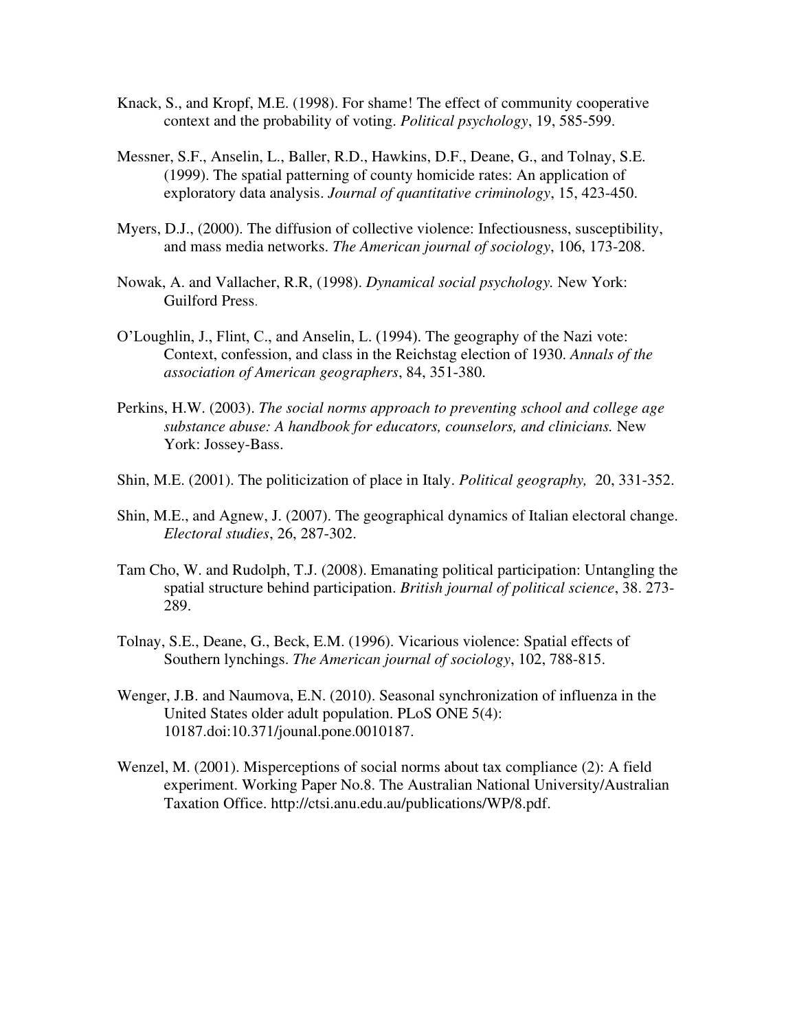Knack, S., and Kropf, M.E. (1998). For shame! The effect of community cooperative context and the probability of voting. *Political psychology*, 19, 585-599.

Messner, S.F., Anselin, L., Baller, R.D., Hawkins, D.F., Deane, G., and Tolnay, S.E. (1999). The spatial patterning of county homicide rates: An application of exploratory data analysis. *Journal of quantitative criminology*, 15, 423-450.

Myers, D.J., (2000). The diffusion of collective violence: Infectiousness, susceptibility, and mass media networks. *The American journal of sociology*, 106, 173-208.

Nowak, A. and Vallacher, R.R, (1998). *Dynamical social psychology.* New York: Guilford Press.

O'Loughlin, J., Flint, C., and Anselin, L. (1994). The geography of the Nazi vote: Context, confession, and class in the Reichstag election of 1930. *Annals of the association of American geographers*, 84, 351-380.

Perkins, H.W. (2003). *The social norms approach to preventing school and college age substance abuse: A handbook for educators, counselors, and clinicians.* New York: Jossey-Bass.

Shin, M.E. (2001). The politicization of place in Italy. *Political geography,* 20, 331-352.

Shin, M.E., and Agnew, J. (2007). The geographical dynamics of Italian electoral change. *Electoral studies*, 26, 287-302.

Tam Cho, W. and Rudolph, T.J. (2008). Emanating political participation: Untangling the spatial structure behind participation. *British journal of political science*, 38. 273-289.

Tolnay, S.E., Deane, G., Beck, E.M. (1996). Vicarious violence: Spatial effects of Southern lynchings. *The American journal of sociology*, 102, 788-815.

Wenger, J.B. and Naumova, E.N. (2010). Seasonal synchronization of influenza in the United States older adult population. PLoS ONE 5(4): 10187.doi:10.371/jounal.pone.0010187.

Wenzel, M. (2001). Misperceptions of social norms about tax compliance (2): A field experiment. Working Paper No.8. The Australian National University/Australian Taxation Office. http://ctsi.anu.edu.au/publications/WP/8.pdf.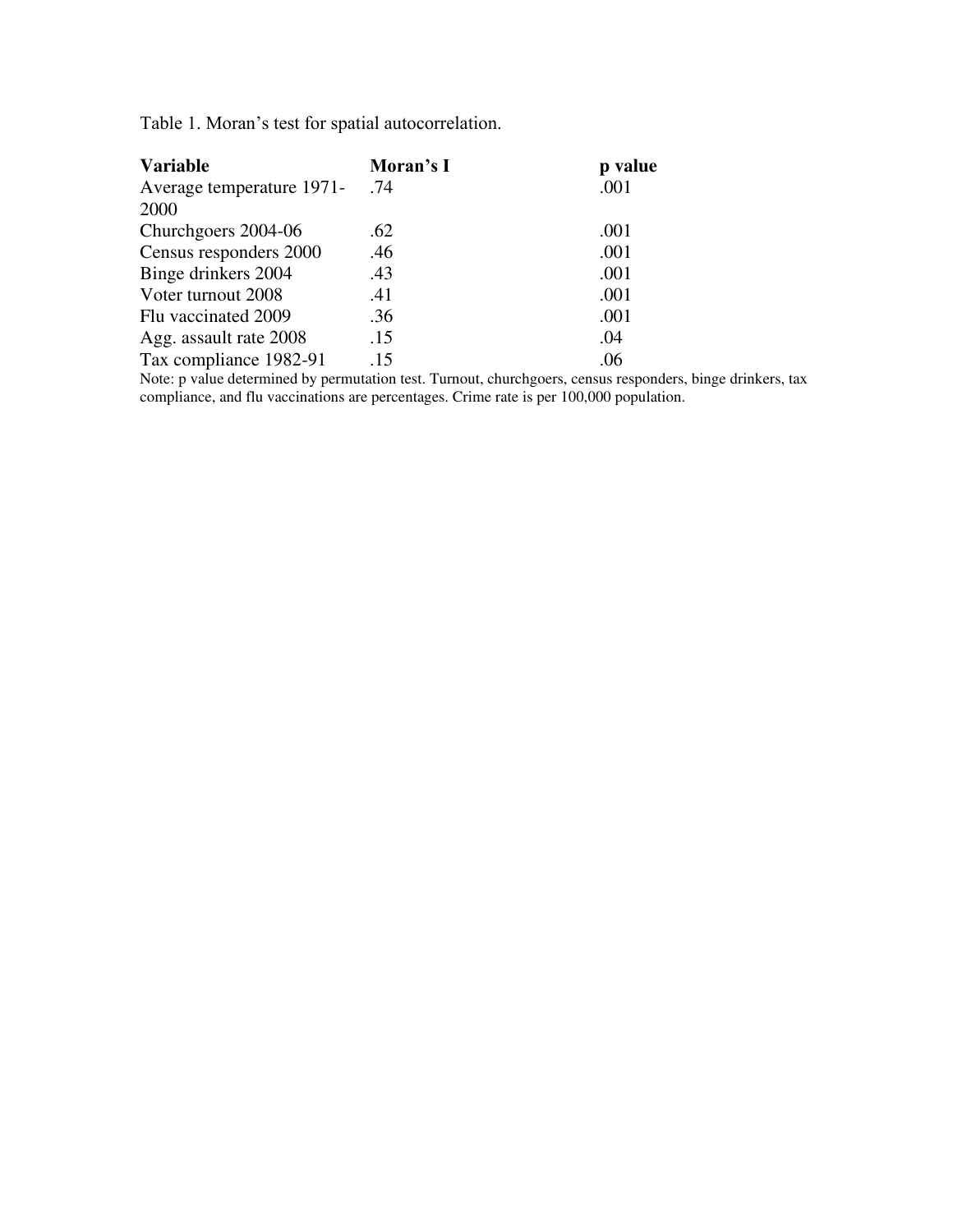Table 1. Moran's test for spatial autocorrelation.

| **Variable** | **Moran's I** | **p value** |
|---|---|---|
| Average temperature 1971-2000 | .74 | .001 |
| Churchgoers 2004-06 | .62 | .001 |
| Census responders 2000 | .46 | .001 |
| Binge drinkers 2004 | .43 | .001 |
| Voter turnout 2008 | .41 | .001 |
| Flu vaccinated 2009 | .36 | .001 |
| Agg. assault rate 2008 | .15 | .04 |
| Tax compliance 1982-91 | .15 | .06 |

Note: p value determined by permutation test. Turnout, churchgoers, census responders, binge drinkers, tax compliance, and flu vaccinations are percentages. Crime rate is per 100,000 population.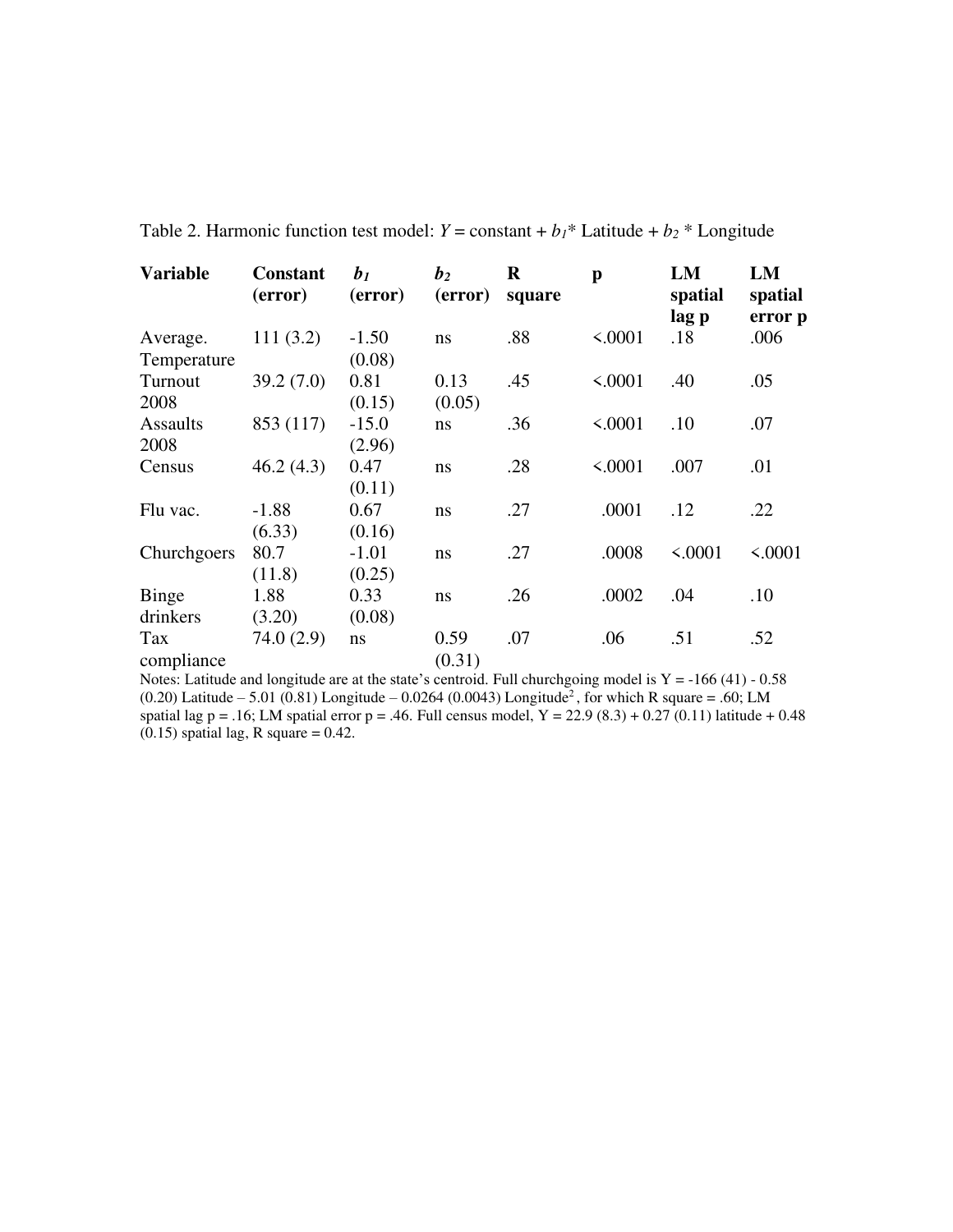Table 2. Harmonic function test model: $Y$ = constant + $b_1$* Latitude + $b_2$ * Longitude

| Variable | Constant (error) | $b_1$ (error) | $b_2$ (error) | R square | p | LM spatial lag p | LM spatial error p |
|---|---|---|---|---|---|---|---|
| Average. Temperature | 111 (3.2) | -1.50 (0.08) | ns | .88 | <.0001 | .18 | .006 |
| Turnout 2008 | 39.2 (7.0) | 0.81 (0.15) | 0.13 (0.05) | .45 | <.0001 | .40 | .05 |
| Assaults 2008 | 853 (117) | -15.0 (2.96) | ns | .36 | <.0001 | .10 | .07 |
| Census | 46.2 (4.3) | 0.47 (0.11) | ns | .28 | <.0001 | .007 | .01 |
| Flu vac. | -1.88 (6.33) | 0.67 (0.16) | ns | .27 | .0001 | .12 | .22 |
| Churchgoers | 80.7 (11.8) | -1.01 (0.25) | ns | .27 | .0008 | <.0001 | <.0001 |
| Binge drinkers | 1.88 (3.20) | 0.33 (0.08) | ns | .26 | .0002 | .04 | .10 |
| Tax compliance | 74.0 (2.9) | ns | 0.59 (0.31) | .07 | .06 | .51 | .52 |

Notes: Latitude and longitude are at the state's centroid. Full churchgoing model is Y = -166 (41) - 0.58 (0.20) Latitude – 5.01 (0.81) Longitude – 0.0264 (0.0043) $\text{Longitude}^2$, for which R square = .60; LM spatial lag p = .16; LM spatial error p = .46. Full census model, Y = 22.9 (8.3) + 0.27 (0.11) latitude + 0.48 (0.15) spatial lag, R square = 0.42.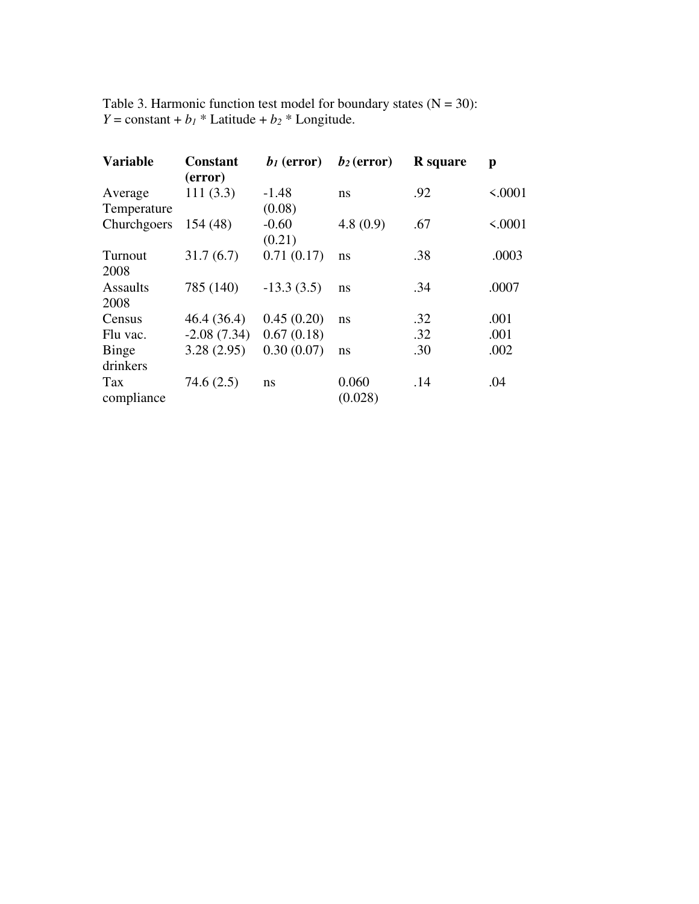Table 3. Harmonic function test model for boundary states (N = 30):
$Y$ = constant + $b_1$ * Latitude + $b_2$ * Longitude.

| **Variable** | **Constant (error)** | $b_1$ **(error)** | $b_2$ **(error)** | **R square** | **p** |
|---|---|---|---|---|---|
| Average Temperature | 111 (3.3) | -1.48 (0.08) | ns | .92 | <.0001 |
| Churchgoers | 154 (48) | -0.60 (0.21) | 4.8 (0.9) | .67 | <.0001 |
| Turnout 2008 | 31.7 (6.7) | 0.71 (0.17) | ns | .38 | .0003 |
| Assaults 2008 | 785 (140) | -13.3 (3.5) | ns | .34 | .0007 |
| Census | 46.4 (36.4) | 0.45 (0.20) | ns | .32 | .001 |
| Flu vac. | -2.08 (7.34) | 0.67 (0.18) | | .32 | .001 |
| Binge drinkers | 3.28 (2.95) | 0.30 (0.07) | ns | .30 | .002 |
| Tax compliance | 74.6 (2.5) | ns | 0.060 (0.028) | .14 | .04 |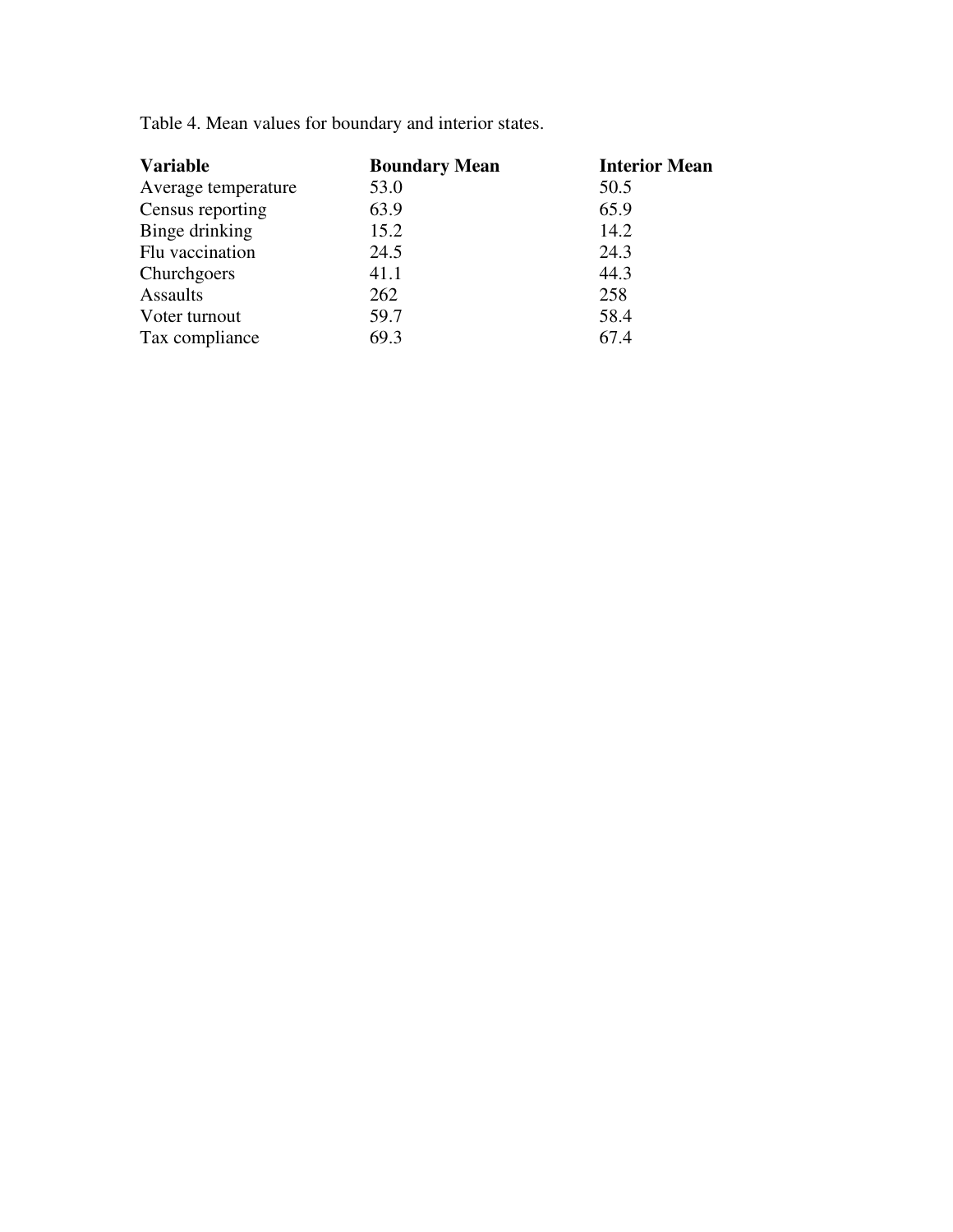Table 4. Mean values for boundary and interior states.

| Variable | Boundary Mean | Interior Mean |
|---|---|---|
| Average temperature | 53.0 | 50.5 |
| Census reporting | 63.9 | 65.9 |
| Binge drinking | 15.2 | 14.2 |
| Flu vaccination | 24.5 | 24.3 |
| Churchgoers | 41.1 | 44.3 |
| Assaults | 262 | 258 |
| Voter turnout | 59.7 | 58.4 |
| Tax compliance | 69.3 | 67.4 |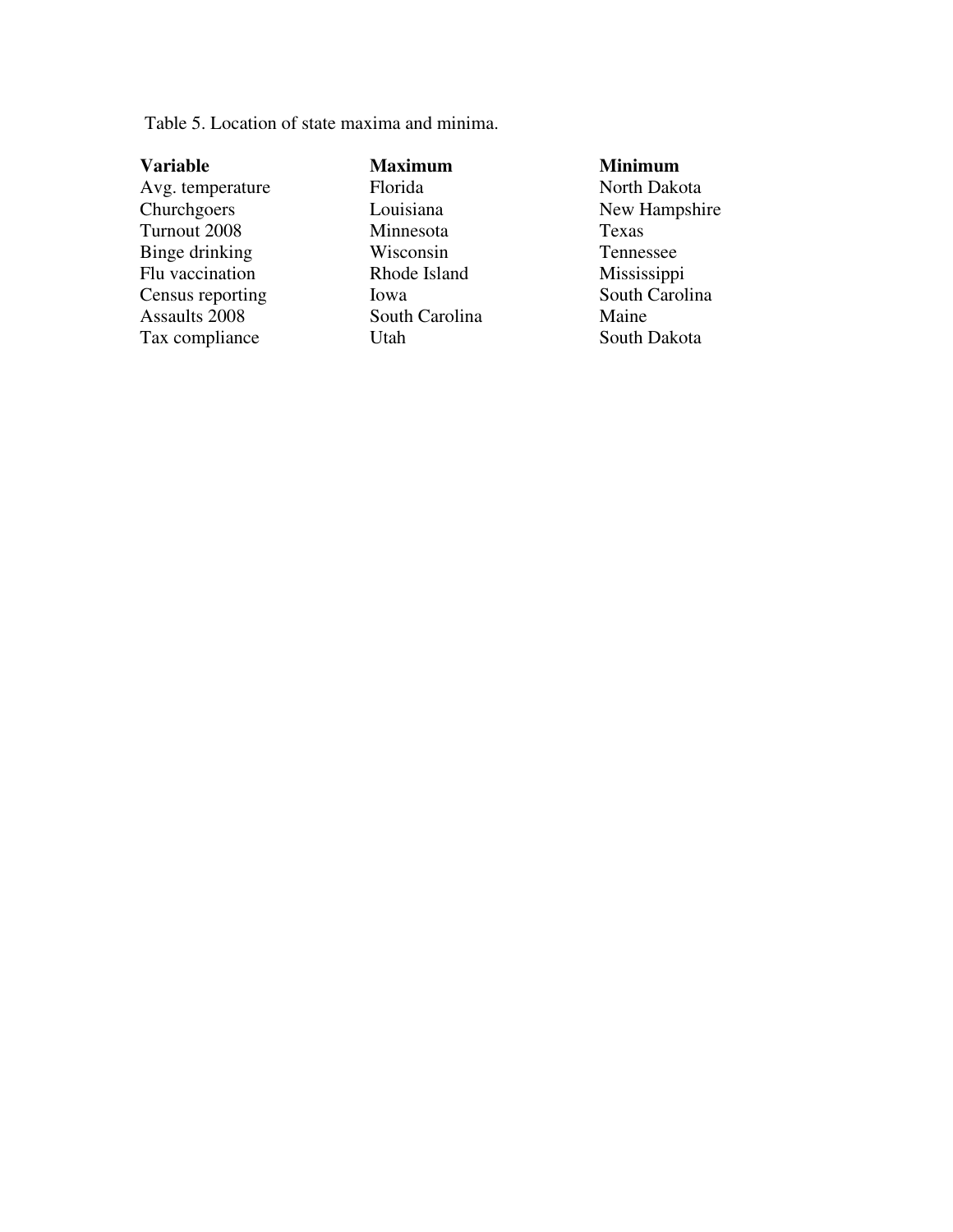Table 5. Location of state maxima and minima.

| Variable | Maximum | Minimum |
|---|---|---|
| Avg. temperature | Florida | North Dakota |
| Churchgoers | Louisiana | New Hampshire |
| Turnout 2008 | Minnesota | Texas |
| Binge drinking | Wisconsin | Tennessee |
| Flu vaccination | Rhode Island | Mississippi |
| Census reporting | Iowa | South Carolina |
| Assaults 2008 | South Carolina | Maine |
| Tax compliance | Utah | South Dakota |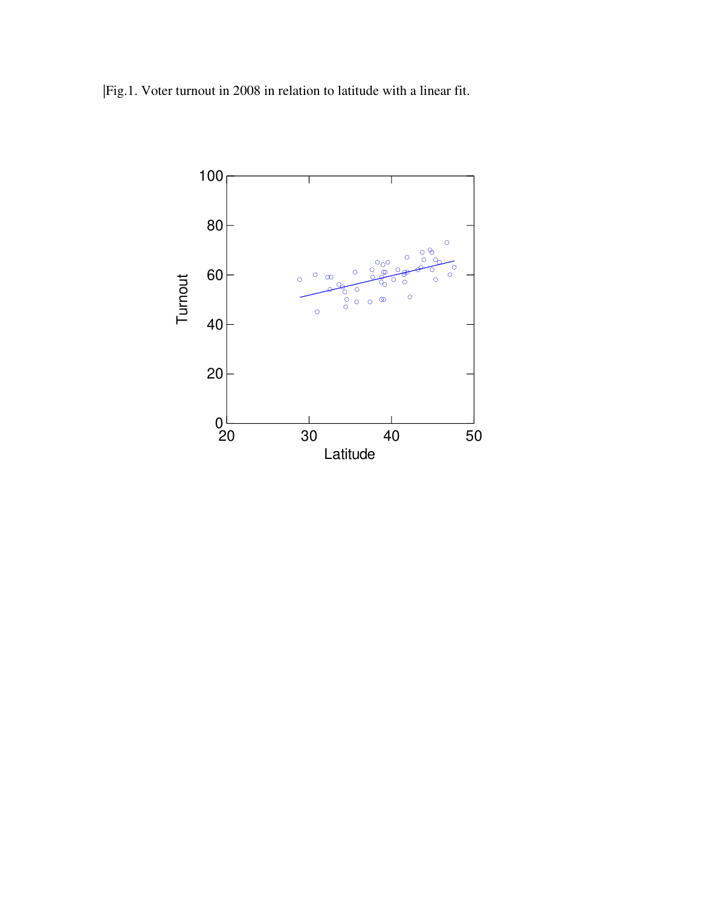|Fig.1. Voter turnout in 2008 in relation to latitude with a linear fit.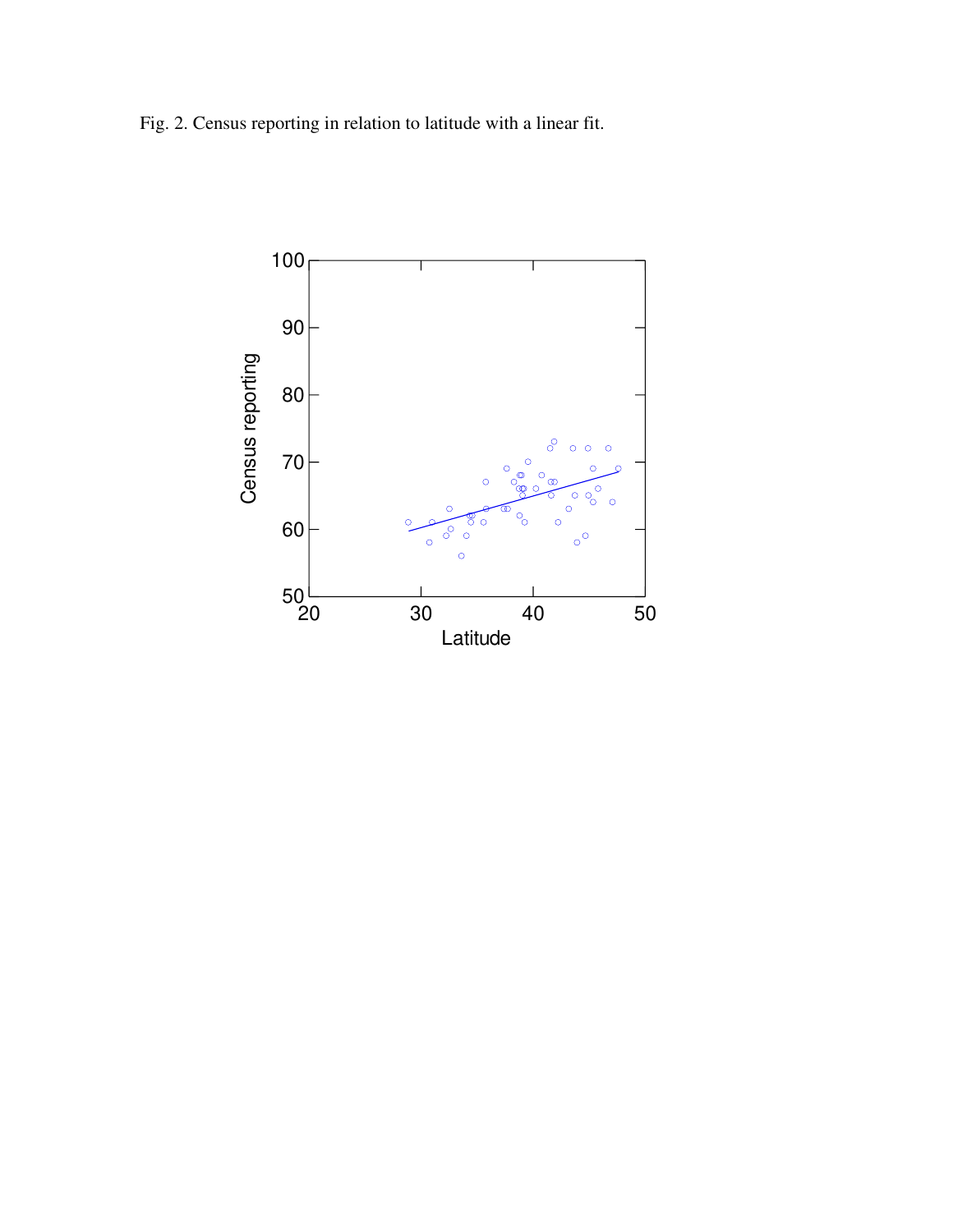Fig. 2. Census reporting in relation to latitude with a linear fit.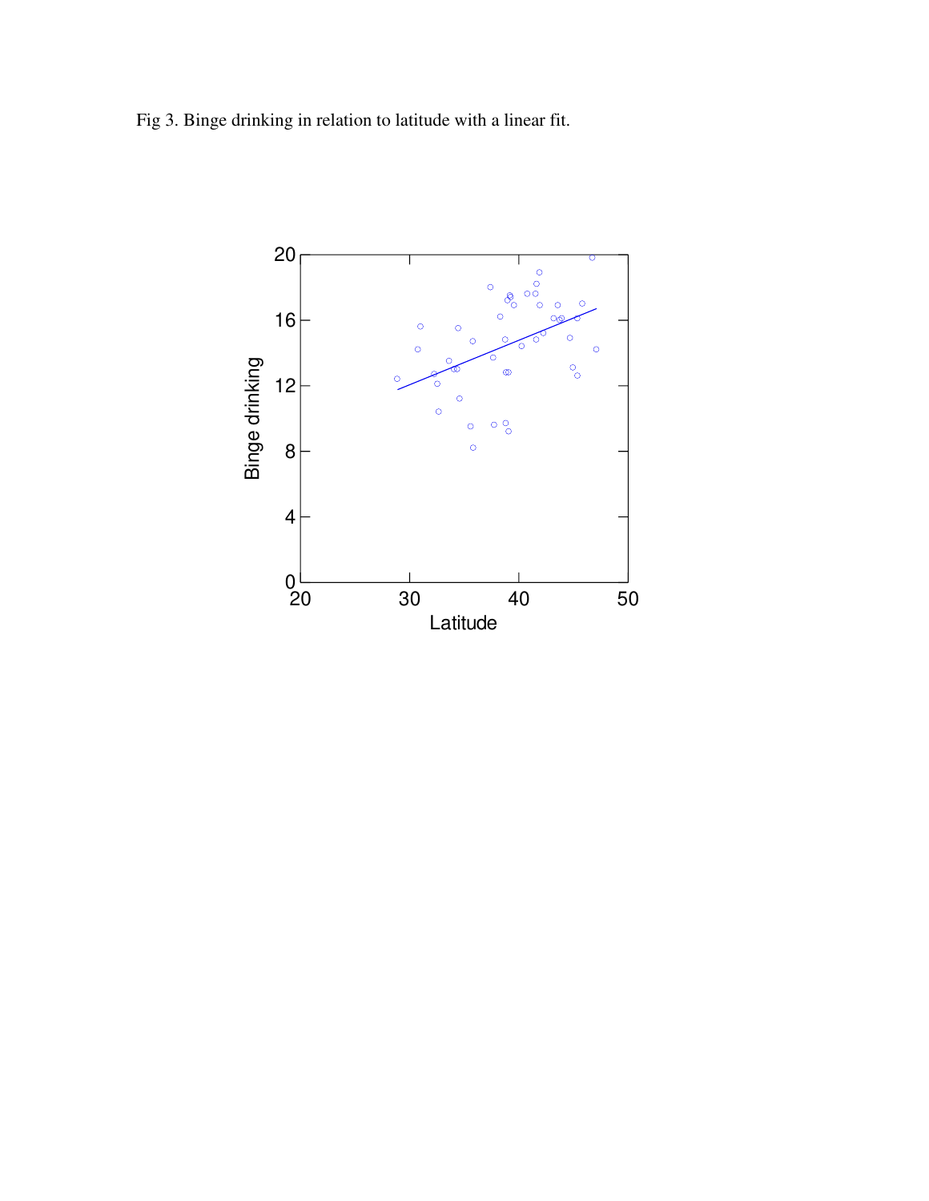Fig 3. Binge drinking in relation to latitude with a linear fit.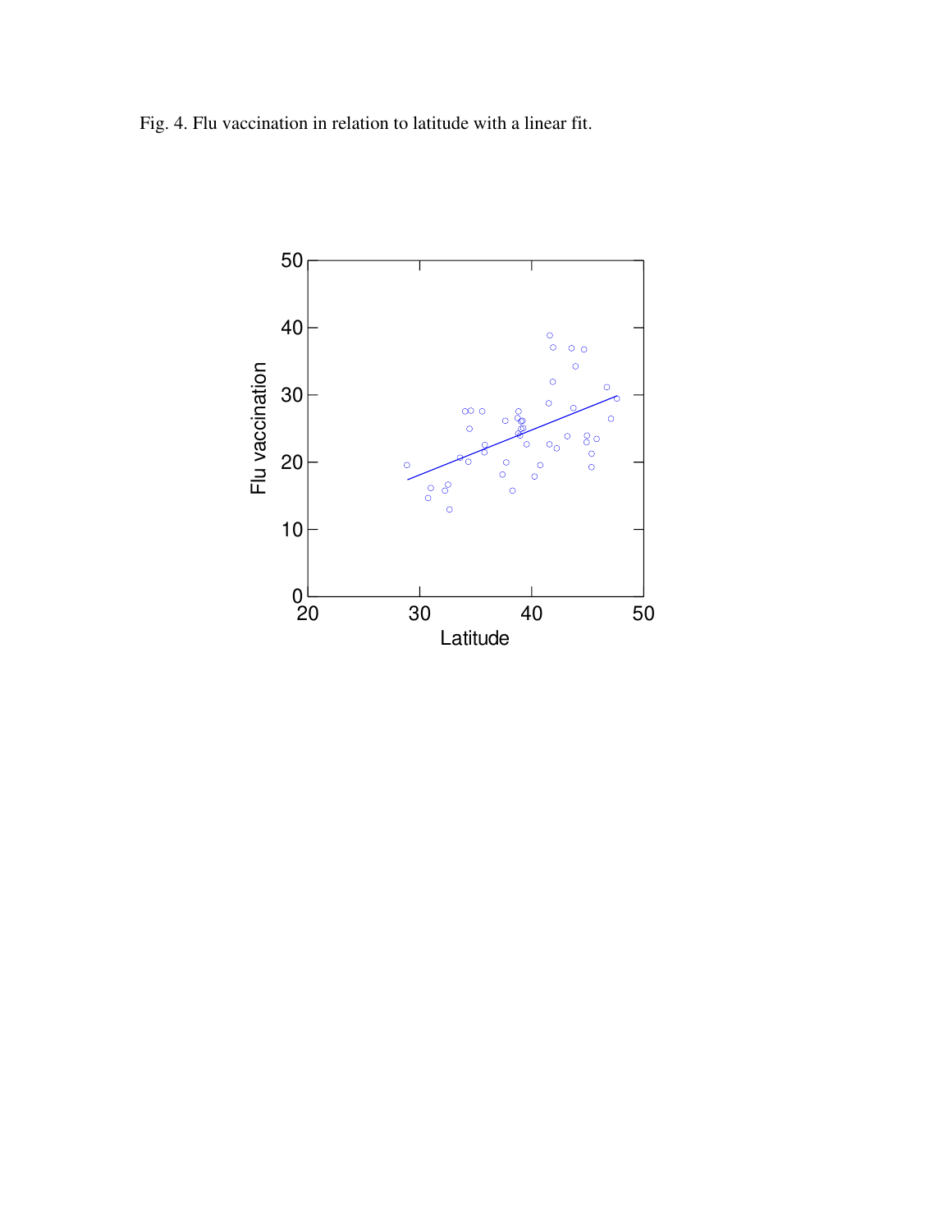Fig. 4. Flu vaccination in relation to latitude with a linear fit.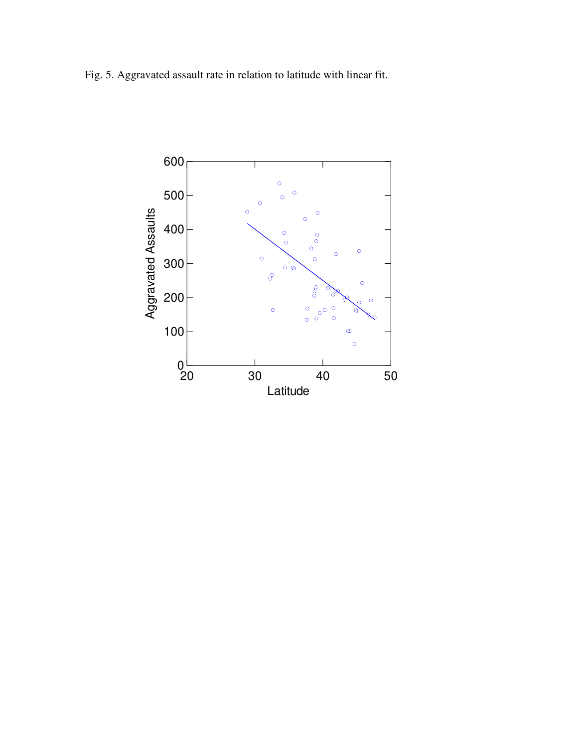Fig. 5. Aggravated assault rate in relation to latitude with linear fit.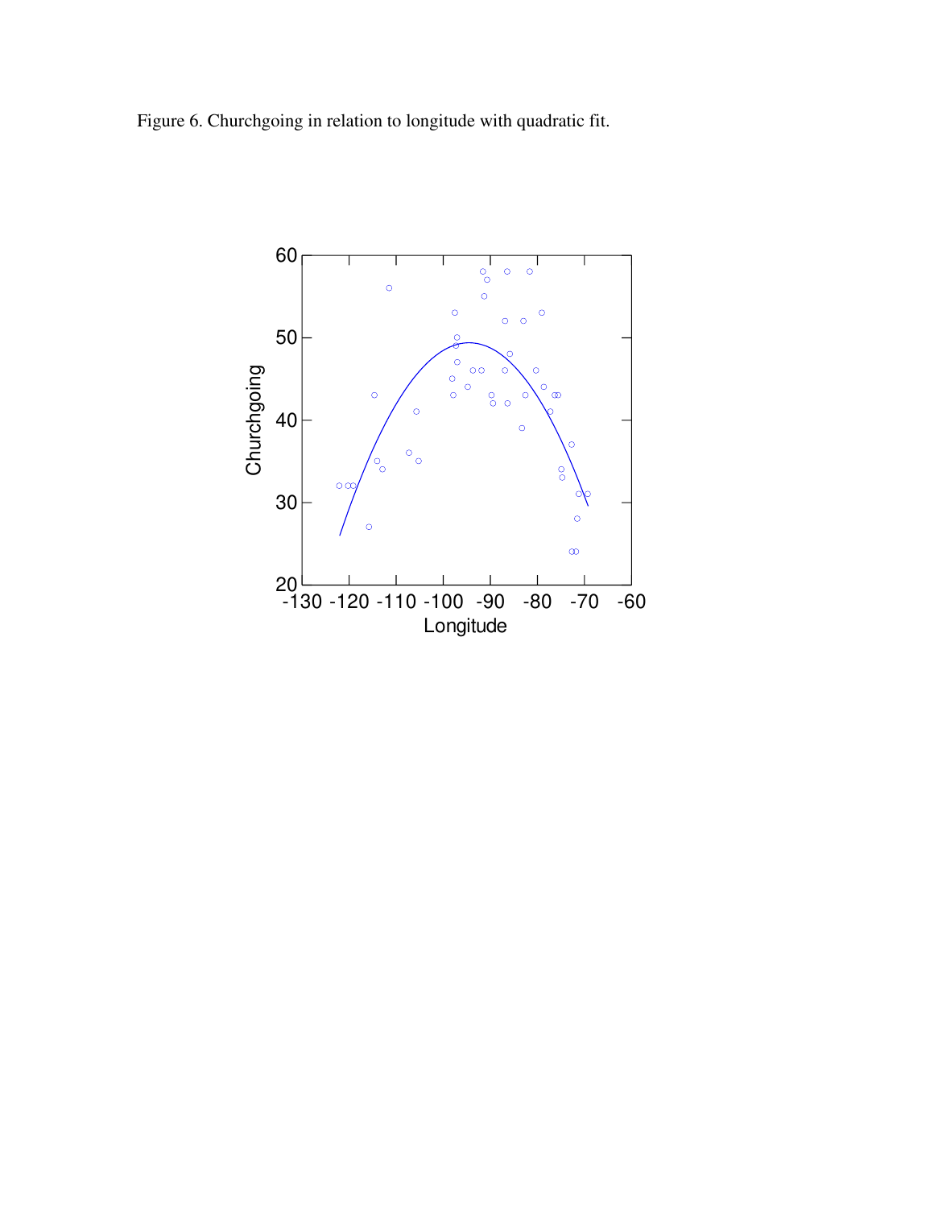Figure 6. Churchgoing in relation to longitude with quadratic fit.

Churchgoing

60
50
40
30
20

-130 -120 -110 -100 -90 -80 -70 -60

Longitude